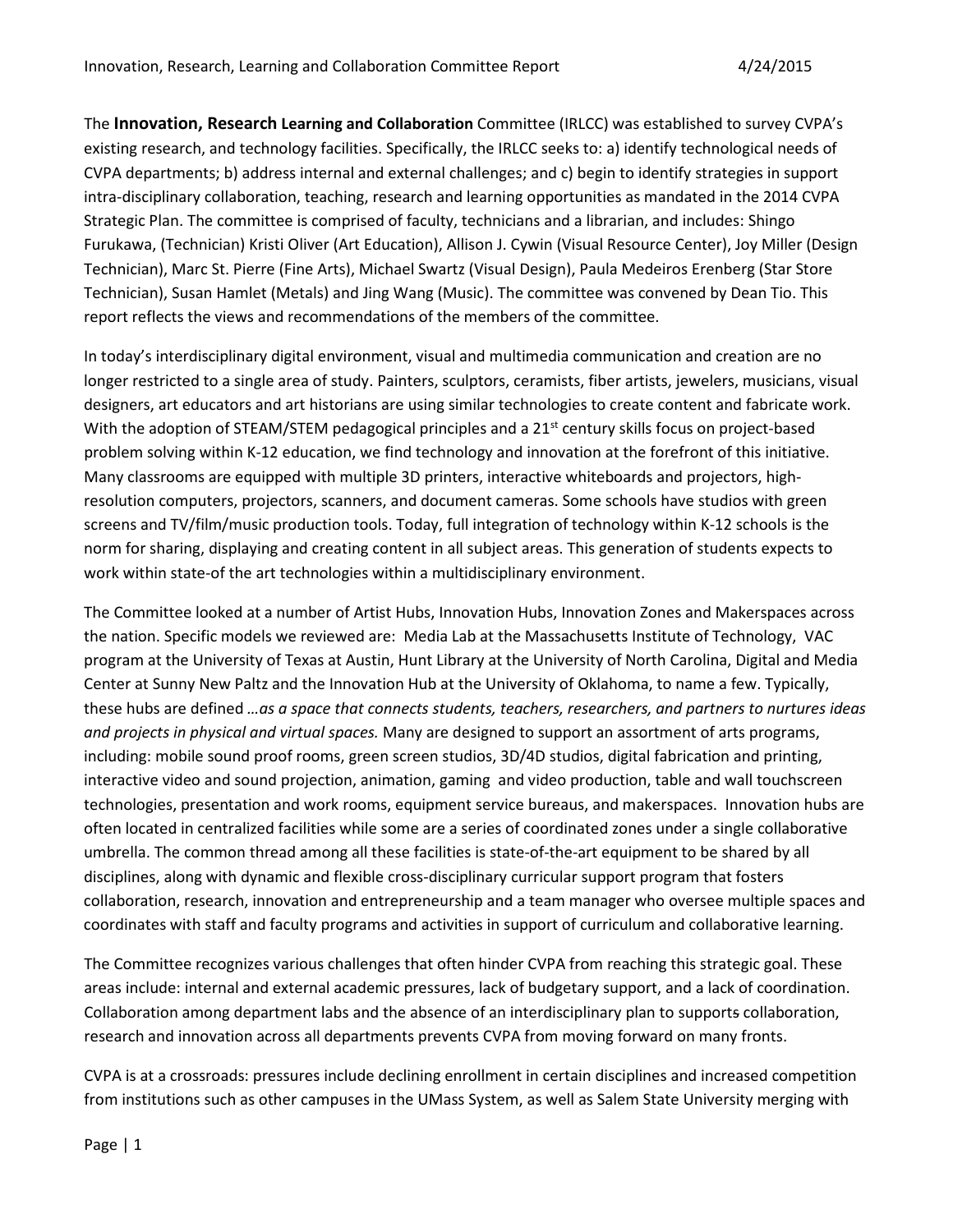The **Innovation, Research Learning and Collaboration** Committee (IRLCC) was established to survey CVPA's existing research, and technology facilities. Specifically, the IRLCC seeks to: a) identify technological needs of CVPA departments; b) address internal and external challenges; and c) begin to identify strategies in support intra-disciplinary collaboration, teaching, research and learning opportunities as mandated in the 2014 CVPA Strategic Plan. The committee is comprised of faculty, technicians and a librarian, and includes: Shingo Furukawa, (Technician) Kristi Oliver (Art Education), Allison J. Cywin (Visual Resource Center), Joy Miller (Design Technician), Marc St. Pierre (Fine Arts), Michael Swartz (Visual Design), Paula Medeiros Erenberg (Star Store Technician), Susan Hamlet (Metals) and Jing Wang (Music). The committee was convened by Dean Tio. This report reflects the views and recommendations of the members of the committee.

In today's interdisciplinary digital environment, visual and multimedia communication and creation are no longer restricted to a single area of study. Painters, sculptors, ceramists, fiber artists, jewelers, musicians, visual designers, art educators and art historians are using similar technologies to create content and fabricate work. With the adoption of STEAM/STEM pedagogical principles and a 21st century skills focus on project-based problem solving within K-12 education, we find technology and innovation at the forefront of this initiative. Many classrooms are equipped with multiple 3D printers, interactive whiteboards and projectors, high-resolution computers, projectors, scanners, and document cameras. Some schools have studios with green screens and TV/film/music production tools. Today, full integration of technology within K-12 schools is the norm for sharing, displaying and creating content in all subject areas. This generation of students expects to work within state-of the art technologies within a multidisciplinary environment.

The Committee looked at a number of Artist Hubs, Innovation Hubs, Innovation Zones and Makerspaces across the nation. Specific models we reviewed are: Media Lab at the Massachusetts Institute of Technology, VAC program at the University of Texas at Austin, Hunt Library at the University of North Carolina, Digital and Media Center at Sunny New Paltz and the Innovation Hub at the University of Oklahoma, to name a few. Typically, these hubs are defined *…as a space that connects students, teachers, researchers, and partners to nurtures ideas and projects in physical and virtual spaces.* Many are designed to support an assortment of arts programs, including: mobile sound proof rooms, green screen studios, 3D/4D studios, digital fabrication and printing, interactive video and sound projection, animation, gaming and video production, table and wall touchscreen technologies, presentation and work rooms, equipment service bureaus, and makerspaces. Innovation hubs are often located in centralized facilities while some are a series of coordinated zones under a single collaborative umbrella. The common thread among all these facilities is state-of-the-art equipment to be shared by all disciplines, along with dynamic and flexible cross-disciplinary curricular support program that fosters collaboration, research, innovation and entrepreneurship and a team manager who oversee multiple spaces and coordinates with staff and faculty programs and activities in support of curriculum and collaborative learning.

The Committee recognizes various challenges that often hinder CVPA from reaching this strategic goal. These areas include: internal and external academic pressures, lack of budgetary support, and a lack of coordination. Collaboration among department labs and the absence of an interdisciplinary plan to supports collaboration, research and innovation across all departments prevents CVPA from moving forward on many fronts.

CVPA is at a crossroads: pressures include declining enrollment in certain disciplines and increased competition from institutions such as other campuses in the UMass System, as well as Salem State University merging with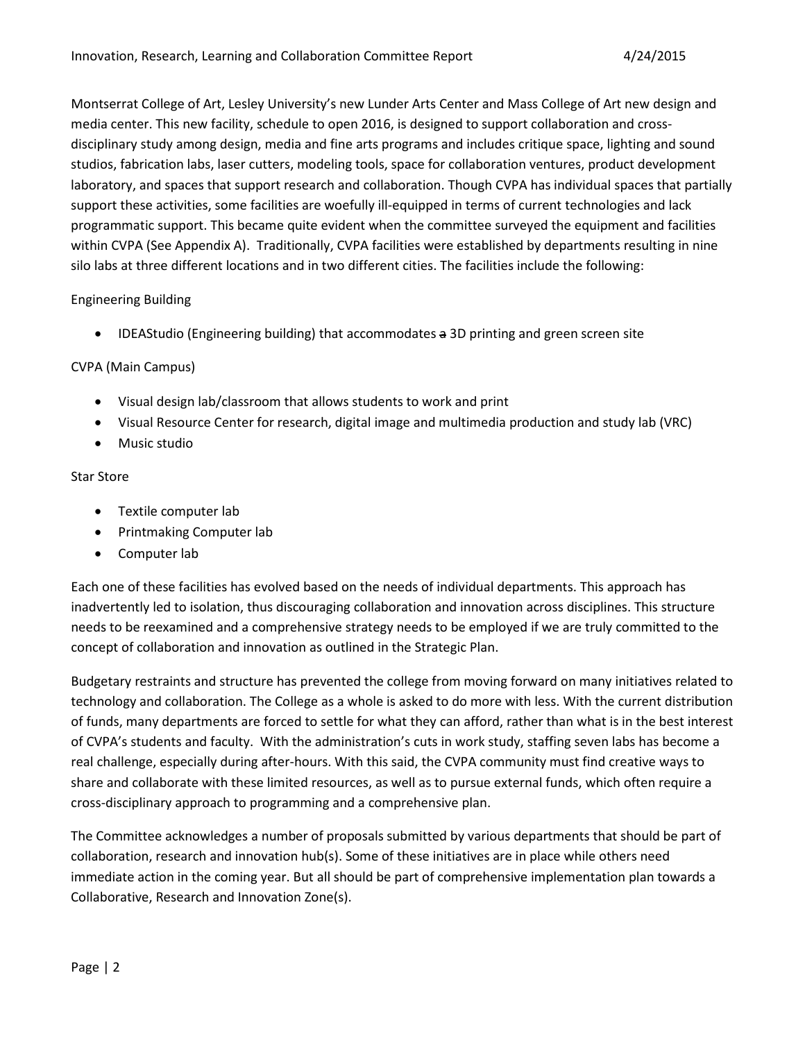Montserrat College of Art, Lesley University's new Lunder Arts Center and Mass College of Art new design and media center. This new facility, schedule to open 2016, is designed to support collaboration and cross-disciplinary study among design, media and fine arts programs and includes critique space, lighting and sound studios, fabrication labs, laser cutters, modeling tools, space for collaboration ventures, product development laboratory, and spaces that support research and collaboration. Though CVPA has individual spaces that partially support these activities, some facilities are woefully ill-equipped in terms of current technologies and lack programmatic support. This became quite evident when the committee surveyed the equipment and facilities within CVPA (See Appendix A). Traditionally, CVPA facilities were established by departments resulting in nine silo labs at three different locations and in two different cities. The facilities include the following:

Engineering Building

- IDEAStudio (Engineering building) that accommodates ~~a~~ 3D printing and green screen site

CVPA (Main Campus)

- Visual design lab/classroom that allows students to work and print
- Visual Resource Center for research, digital image and multimedia production and study lab (VRC)
- Music studio

Star Store

- Textile computer lab
- Printmaking Computer lab
- Computer lab

Each one of these facilities has evolved based on the needs of individual departments. This approach has inadvertently led to isolation, thus discouraging collaboration and innovation across disciplines. This structure needs to be reexamined and a comprehensive strategy needs to be employed if we are truly committed to the concept of collaboration and innovation as outlined in the Strategic Plan.

Budgetary restraints and structure has prevented the college from moving forward on many initiatives related to technology and collaboration. The College as a whole is asked to do more with less. With the current distribution of funds, many departments are forced to settle for what they can afford, rather than what is in the best interest of CVPA's students and faculty. With the administration's cuts in work study, staffing seven labs has become a real challenge, especially during after-hours. With this said, the CVPA community must find creative ways to share and collaborate with these limited resources, as well as to pursue external funds, which often require a cross-disciplinary approach to programming and a comprehensive plan.

The Committee acknowledges a number of proposals submitted by various departments that should be part of collaboration, research and innovation hub(s). Some of these initiatives are in place while others need immediate action in the coming year. But all should be part of comprehensive implementation plan towards a Collaborative, Research and Innovation Zone(s).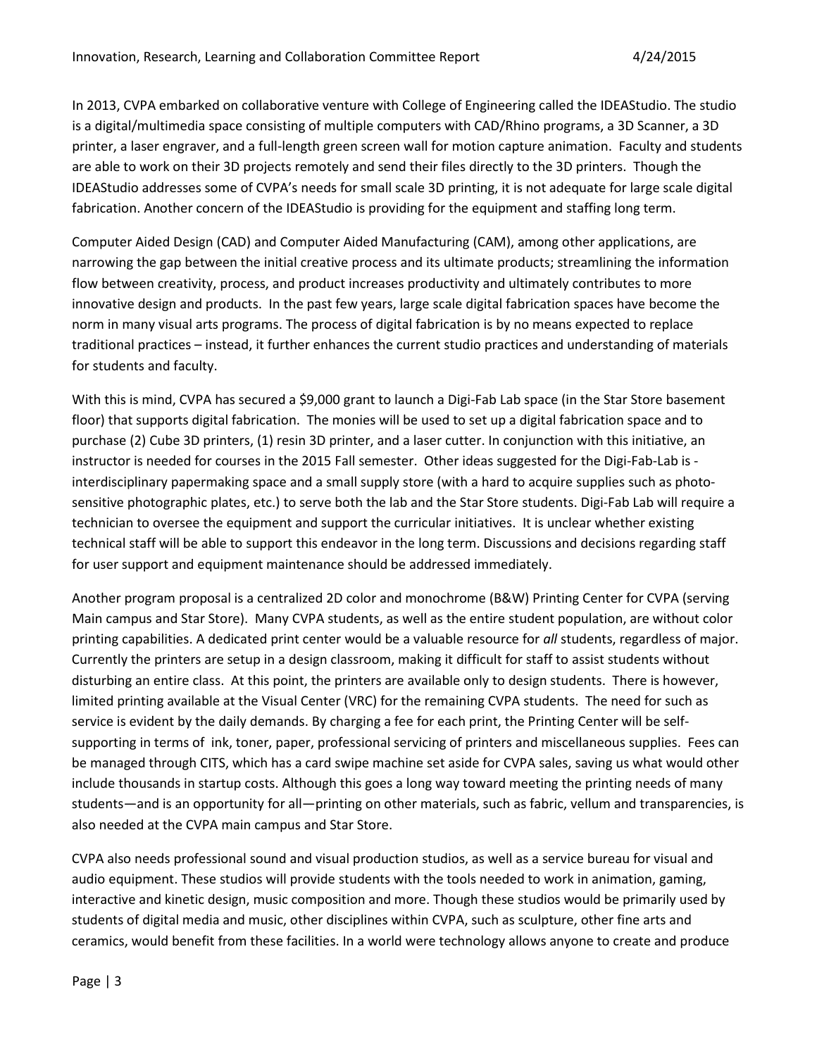In 2013, CVPA embarked on collaborative venture with College of Engineering called the IDEAStudio. The studio is a digital/multimedia space consisting of multiple computers with CAD/Rhino programs, a 3D Scanner, a 3D printer, a laser engraver, and a full-length green screen wall for motion capture animation. Faculty and students are able to work on their 3D projects remotely and send their files directly to the 3D printers. Though the IDEAStudio addresses some of CVPA's needs for small scale 3D printing, it is not adequate for large scale digital fabrication. Another concern of the IDEAStudio is providing for the equipment and staffing long term.

Computer Aided Design (CAD) and Computer Aided Manufacturing (CAM), among other applications, are narrowing the gap between the initial creative process and its ultimate products; streamlining the information flow between creativity, process, and product increases productivity and ultimately contributes to more innovative design and products. In the past few years, large scale digital fabrication spaces have become the norm in many visual arts programs. The process of digital fabrication is by no means expected to replace traditional practices – instead, it further enhances the current studio practices and understanding of materials for students and faculty.

With this is mind, CVPA has secured a $9,000 grant to launch a Digi-Fab Lab space (in the Star Store basement floor) that supports digital fabrication. The monies will be used to set up a digital fabrication space and to purchase (2) Cube 3D printers, (1) resin 3D printer, and a laser cutter. In conjunction with this initiative, an instructor is needed for courses in the 2015 Fall semester. Other ideas suggested for the Digi-Fab-Lab is - interdisciplinary papermaking space and a small supply store (with a hard to acquire supplies such as photo-sensitive photographic plates, etc.) to serve both the lab and the Star Store students. Digi-Fab Lab will require a technician to oversee the equipment and support the curricular initiatives. It is unclear whether existing technical staff will be able to support this endeavor in the long term. Discussions and decisions regarding staff for user support and equipment maintenance should be addressed immediately.

Another program proposal is a centralized 2D color and monochrome (B&W) Printing Center for CVPA (serving Main campus and Star Store). Many CVPA students, as well as the entire student population, are without color printing capabilities. A dedicated print center would be a valuable resource for *all* students, regardless of major. Currently the printers are setup in a design classroom, making it difficult for staff to assist students without disturbing an entire class. At this point, the printers are available only to design students. There is however, limited printing available at the Visual Center (VRC) for the remaining CVPA students. The need for such as service is evident by the daily demands. By charging a fee for each print, the Printing Center will be self-supporting in terms of ink, toner, paper, professional servicing of printers and miscellaneous supplies. Fees can be managed through CITS, which has a card swipe machine set aside for CVPA sales, saving us what would other include thousands in startup costs. Although this goes a long way toward meeting the printing needs of many students—and is an opportunity for all—printing on other materials, such as fabric, vellum and transparencies, is also needed at the CVPA main campus and Star Store.

CVPA also needs professional sound and visual production studios, as well as a service bureau for visual and audio equipment. These studios will provide students with the tools needed to work in animation, gaming, interactive and kinetic design, music composition and more. Though these studios would be primarily used by students of digital media and music, other disciplines within CVPA, such as sculpture, other fine arts and ceramics, would benefit from these facilities. In a world were technology allows anyone to create and produce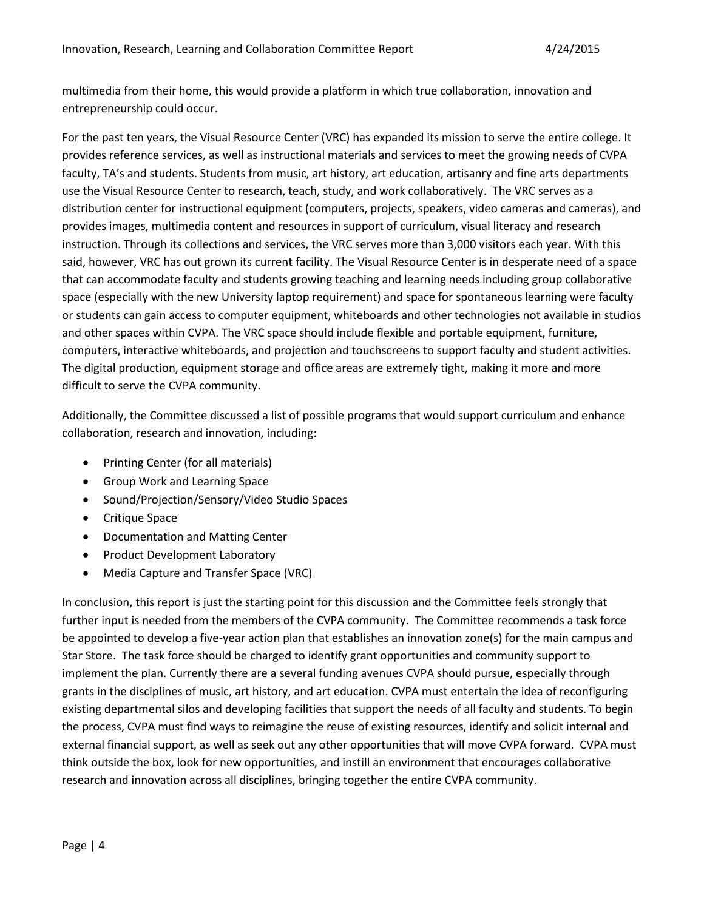multimedia from their home, this would provide a platform in which true collaboration, innovation and entrepreneurship could occur.

For the past ten years, the Visual Resource Center (VRC) has expanded its mission to serve the entire college. It provides reference services, as well as instructional materials and services to meet the growing needs of CVPA faculty, TA's and students. Students from music, art history, art education, artisanry and fine arts departments use the Visual Resource Center to research, teach, study, and work collaboratively. The VRC serves as a distribution center for instructional equipment (computers, projects, speakers, video cameras and cameras), and provides images, multimedia content and resources in support of curriculum, visual literacy and research instruction. Through its collections and services, the VRC serves more than 3,000 visitors each year. With this said, however, VRC has out grown its current facility. The Visual Resource Center is in desperate need of a space that can accommodate faculty and students growing teaching and learning needs including group collaborative space (especially with the new University laptop requirement) and space for spontaneous learning were faculty or students can gain access to computer equipment, whiteboards and other technologies not available in studios and other spaces within CVPA. The VRC space should include flexible and portable equipment, furniture, computers, interactive whiteboards, and projection and touchscreens to support faculty and student activities. The digital production, equipment storage and office areas are extremely tight, making it more and more difficult to serve the CVPA community.

Additionally, the Committee discussed a list of possible programs that would support curriculum and enhance collaboration, research and innovation, including:

- Printing Center (for all materials)
- Group Work and Learning Space
- Sound/Projection/Sensory/Video Studio Spaces
- Critique Space
- Documentation and Matting Center
- Product Development Laboratory
- Media Capture and Transfer Space (VRC)

In conclusion, this report is just the starting point for this discussion and the Committee feels strongly that further input is needed from the members of the CVPA community. The Committee recommends a task force be appointed to develop a five-year action plan that establishes an innovation zone(s) for the main campus and Star Store. The task force should be charged to identify grant opportunities and community support to implement the plan. Currently there are a several funding avenues CVPA should pursue, especially through grants in the disciplines of music, art history, and art education. CVPA must entertain the idea of reconfiguring existing departmental silos and developing facilities that support the needs of all faculty and students. To begin the process, CVPA must find ways to reimagine the reuse of existing resources, identify and solicit internal and external financial support, as well as seek out any other opportunities that will move CVPA forward. CVPA must think outside the box, look for new opportunities, and instill an environment that encourages collaborative research and innovation across all disciplines, bringing together the entire CVPA community.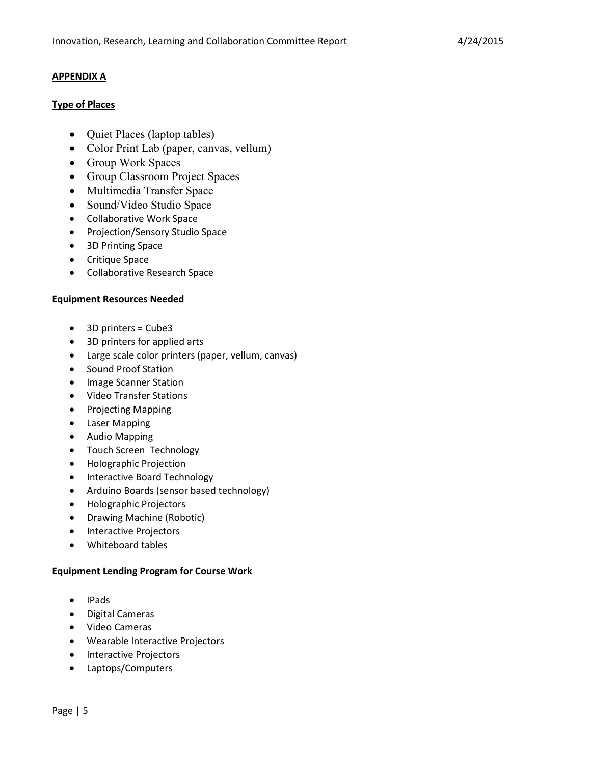**APPENDIX A**

**Type of Places**

- Quiet Places (laptop tables)
- Color Print Lab (paper, canvas, vellum)
- Group Work Spaces
- Group Classroom Project Spaces
- Multimedia Transfer Space
- Sound/Video Studio Space
- Collaborative Work Space
- Projection/Sensory Studio Space
- 3D Printing Space
- Critique Space
- Collaborative Research Space

**Equipment Resources Needed**

- 3D printers = Cube3
- 3D printers for applied arts
- Large scale color printers (paper, vellum, canvas)
- Sound Proof Station
- Image Scanner Station
- Video Transfer Stations
- Projecting Mapping
- Laser Mapping
- Audio Mapping
- Touch Screen Technology
- Holographic Projection
- Interactive Board Technology
- Arduino Boards (sensor based technology)
- Holographic Projectors
- Drawing Machine (Robotic)
- Interactive Projectors
- Whiteboard tables

**Equipment Lending Program for Course Work**

- IPads
- Digital Cameras
- Video Cameras
- Wearable Interactive Projectors
- Interactive Projectors
- Laptops/Computers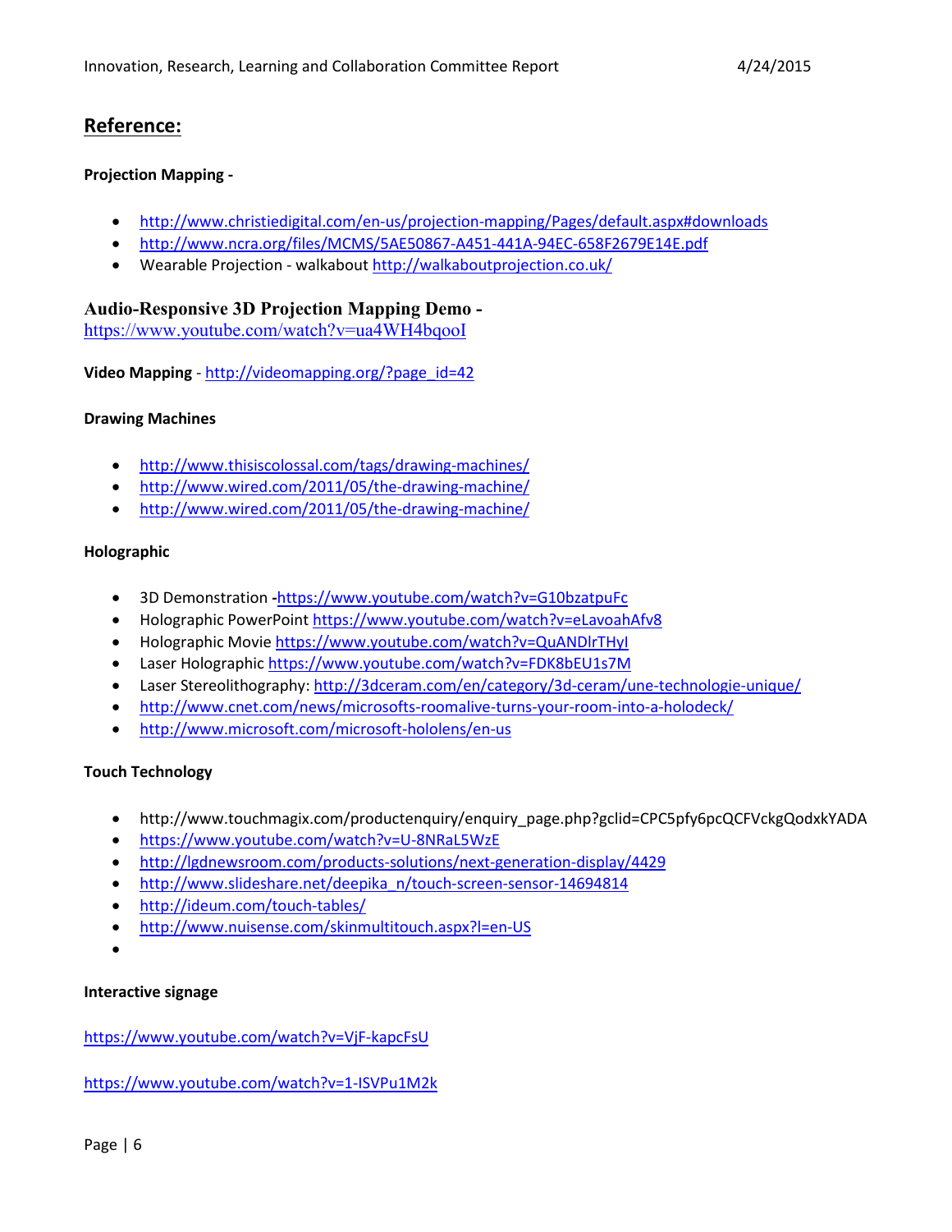## Reference:

**Projection Mapping -**

- http://www.christiedigital.com/en-us/projection-mapping/Pages/default.aspx#downloads
- http://www.ncra.org/files/MCMS/5AE50867-A451-441A-94EC-658F2679E14E.pdf
- Wearable Projection - walkabout http://walkaboutprojection.co.uk/

**Audio-Responsive 3D Projection Mapping Demo -**
https://www.youtube.com/watch?v=ua4WH4bqooI

**Video Mapping** - http://videomapping.org/?page_id=42

**Drawing Machines**

- http://www.thisiscolossal.com/tags/drawing-machines/
- http://www.wired.com/2011/05/the-drawing-machine/
- http://www.wired.com/2011/05/the-drawing-machine/

**Holographic**

- 3D Demonstration -https://www.youtube.com/watch?v=G10bzatpuFc
- Holographic PowerPoint https://www.youtube.com/watch?v=eLavoahAfv8
- Holographic Movie https://www.youtube.com/watch?v=QuANDlrTHyI
- Laser Holographic https://www.youtube.com/watch?v=FDK8bEU1s7M
- Laser Stereolithography: http://3dceram.com/en/category/3d-ceram/une-technologie-unique/
- http://www.cnet.com/news/microsofts-roomalive-turns-your-room-into-a-holodeck/
- http://www.microsoft.com/microsoft-hololens/en-us

**Touch Technology**

- http://www.touchmagix.com/productenquiry/enquiry_page.php?gclid=CPC5pfy6pcQCFVckgQodxkYADA
- https://www.youtube.com/watch?v=U-8NRaL5WzE
- http://lgdnewsroom.com/products-solutions/next-generation-display/4429
- http://www.slideshare.net/deepika_n/touch-screen-sensor-14694814
- http://ideum.com/touch-tables/
- http://www.nuisense.com/skinmultitouch.aspx?l=en-US

**Interactive signage**

https://www.youtube.com/watch?v=VjF-kapcFsU

https://www.youtube.com/watch?v=1-ISVPu1M2k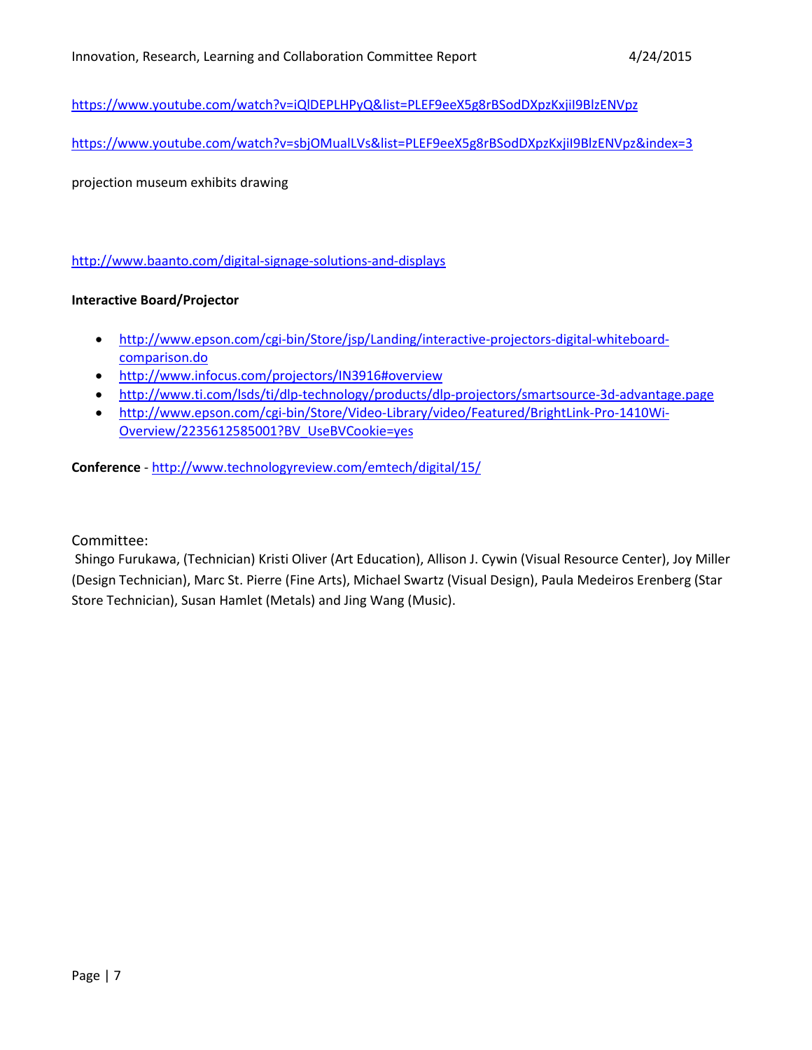https://www.youtube.com/watch?v=iQlDEPLHPyQ&list=PLEF9eeX5g8rBSodDXpzKxjiI9BlzENVpz

https://www.youtube.com/watch?v=sbjOMualLVs&list=PLEF9eeX5g8rBSodDXpzKxjiI9BlzENVpz&index=3

projection museum exhibits drawing

http://www.baanto.com/digital-signage-solutions-and-displays

**Interactive Board/Projector**

- http://www.epson.com/cgi-bin/Store/jsp/Landing/interactive-projectors-digital-whiteboard-comparison.do
- http://www.infocus.com/projectors/IN3916#overview
- http://www.ti.com/lsds/ti/dlp-technology/products/dlp-projectors/smartsource-3d-advantage.page
- http://www.epson.com/cgi-bin/Store/Video-Library/video/Featured/BrightLink-Pro-1410Wi-Overview/2235612585001?BV_UseBVCookie=yes

**Conference** - http://www.technologyreview.com/emtech/digital/15/

Committee:
Shingo Furukawa, (Technician) Kristi Oliver (Art Education), Allison J. Cywin (Visual Resource Center), Joy Miller (Design Technician), Marc St. Pierre (Fine Arts), Michael Swartz (Visual Design), Paula Medeiros Erenberg (Star Store Technician), Susan Hamlet (Metals) and Jing Wang (Music).